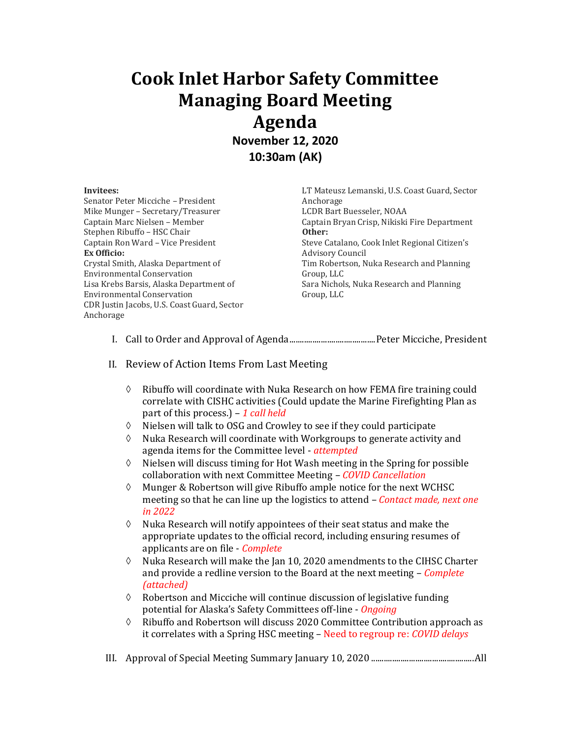# Cook Inlet Harbor Safety Committee
# Managing Board Meeting
# Agenda

**November 12, 2020**
**10:30am (AK)**

**Invitees:**
Senator Peter Micciche – President
Mike Munger – Secretary/Treasurer
Captain Marc Nielsen – Member
Stephen Ribuffo – HSC Chair
Captain Ron Ward – Vice President

**Ex Officio:**
Crystal Smith, Alaska Department of Environmental Conservation
Lisa Krebs Barsis, Alaska Department of Environmental Conservation
CDR Justin Jacobs, U.S. Coast Guard, Sector Anchorage
LT Mateusz Lemanski, U.S. Coast Guard, Sector Anchorage
LCDR Bart Buesseler, NOAA
Captain Bryan Crisp, Nikiski Fire Department

**Other:**
Steve Catalano, Cook Inlet Regional Citizen's Advisory Council
Tim Robertson, Nuka Research and Planning Group, LLC
Sara Nichols, Nuka Research and Planning Group, LLC

I. Call to Order and Approval of Agenda........................................Peter Micciche, President

II. Review of Action Items From Last Meeting

- ◊ Ribuffo will coordinate with Nuka Research on how FEMA fire training could correlate with CISHC activities (Could update the Marine Firefighting Plan as part of this process.) – *1 call held*
- ◊ Nielsen will talk to OSG and Crowley to see if they could participate
- ◊ Nuka Research will coordinate with Workgroups to generate activity and agenda items for the Committee level - *attempted*
- ◊ Nielsen will discuss timing for Hot Wash meeting in the Spring for possible collaboration with next Committee Meeting – *COVID Cancellation*
- ◊ Munger & Robertson will give Ribuffo ample notice for the next WCHSC meeting so that he can line up the logistics to attend – *Contact made, next one in 2022*
- ◊ Nuka Research will notify appointees of their seat status and make the appropriate updates to the official record, including ensuring resumes of applicants are on file - *Complete*
- ◊ Nuka Research will make the Jan 10, 2020 amendments to the CIHSC Charter and provide a redline version to the Board at the next meeting – *Complete (attached)*
- ◊ Robertson and Micciche will continue discussion of legislative funding potential for Alaska's Safety Committees off-line - *Ongoing*
- ◊ Ribuffo and Robertson will discuss 2020 Committee Contribution approach as it correlates with a Spring HSC meeting – Need to regroup re: *COVID delays*

III. Approval of Special Meeting Summary January 10, 2020 ................................................All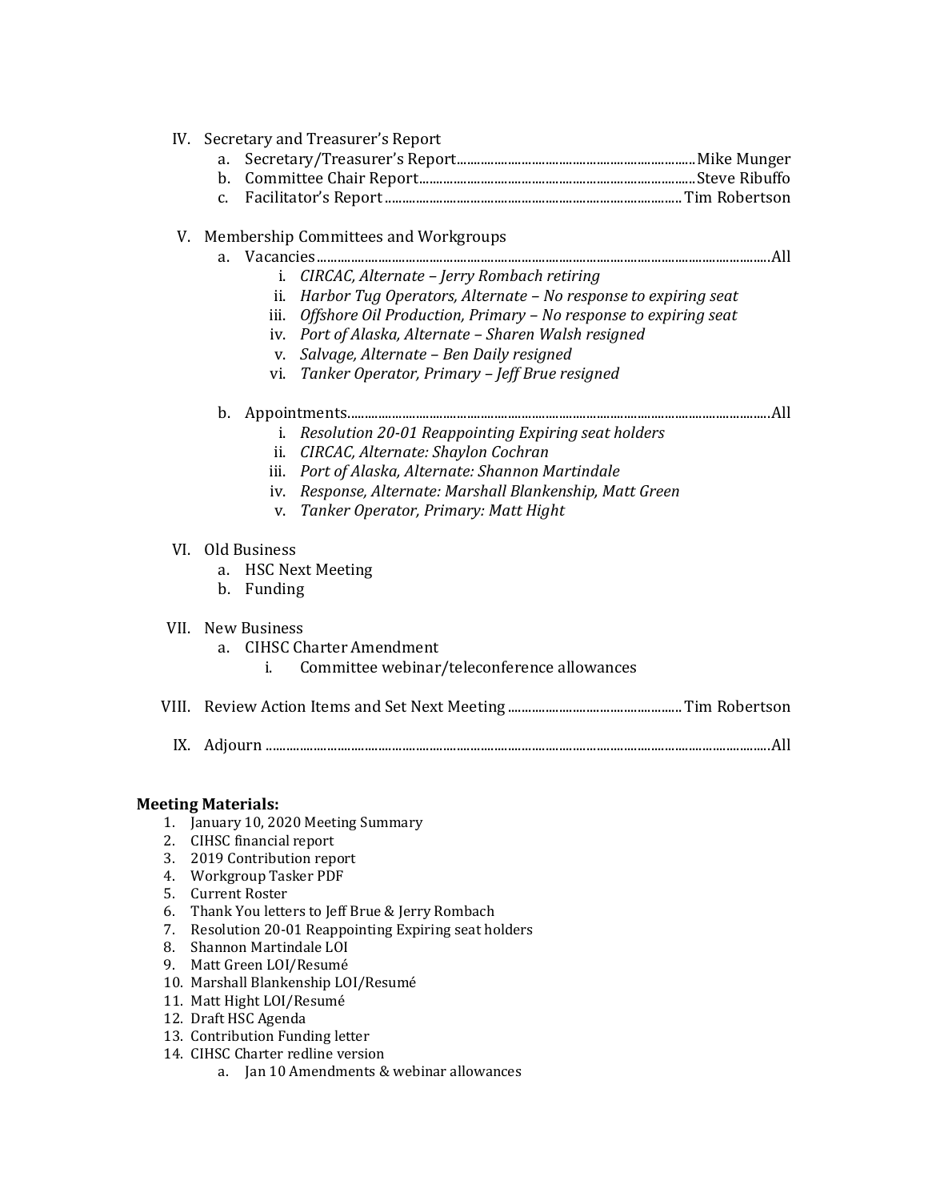IV. Secretary and Treasurer's Report
   a. Secretary/Treasurer's Report........................................................................Mike Munger
   b. Committee Chair Report..................................................................................Steve Ribuffo
   c. Facilitator's Report.........................................................................................Tim Robertson

V. Membership Committees and Workgroups
   a. Vacancies..........................................................................................................................All
      i. *CIRCAC, Alternate – Jerry Rombach retiring*
      ii. *Harbor Tug Operators, Alternate – No response to expiring seat*
      iii. *Offshore Oil Production, Primary – No response to expiring seat*
      iv. *Port of Alaska, Alternate – Sharen Walsh resigned*
      v. *Salvage, Alternate – Ben Daily resigned*
      vi. *Tanker Operator, Primary – Jeff Brue resigned*

   b. Appointments...................................................................................................................All
      i. *Resolution 20-01 Reappointing Expiring seat holders*
      ii. *CIRCAC, Alternate: Shaylon Cochran*
      iii. *Port of Alaska, Alternate: Shannon Martindale*
      iv. *Response, Alternate: Marshall Blankenship, Matt Green*
      v. *Tanker Operator, Primary: Matt Hight*

VI. Old Business
   a. HSC Next Meeting
   b. Funding

VII. New Business
   a. CIHSC Charter Amendment
      i. Committee webinar/teleconference allowances

VIII. Review Action Items and Set Next Meeting..................................................Tim Robertson

IX. Adjourn .................................................................................................................................All

**Meeting Materials:**

1. January 10, 2020 Meeting Summary
2. CIHSC financial report
3. 2019 Contribution report
4. Workgroup Tasker PDF
5. Current Roster
6. Thank You letters to Jeff Brue & Jerry Rombach
7. Resolution 20-01 Reappointing Expiring seat holders
8. Shannon Martindale LOI
9. Matt Green LOI/Resumé
10. Marshall Blankenship LOI/Resumé
11. Matt Hight LOI/Resumé
12. Draft HSC Agenda
13. Contribution Funding letter
14. CIHSC Charter redline version
    a. Jan 10 Amendments & webinar allowances